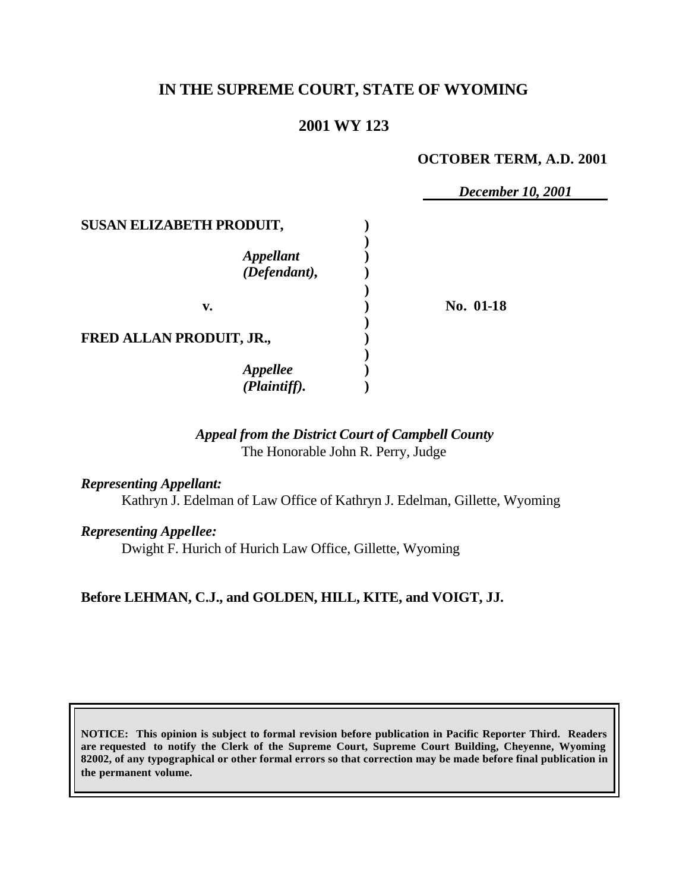# IN THE SUPREME COURT, STATE OF WYOMING

## 2001 WY 123

**OCTOBER TERM, A.D. 2001**

*December 10, 2001*

| | | |
|---|---|---|
| **SUSAN ELIZABETH PRODUIT,** <br> ***Appellant (Defendant),*** | ) | |
| **v.** | ) | **No. 01-18** |
| **FRED ALLAN PRODUIT, JR.,** <br> ***Appellee (Plaintiff).*** | ) | |

*Appeal from the District Court of Campbell County*
The Honorable John R. Perry, Judge

***Representing Appellant:***
Kathryn J. Edelman of Law Office of Kathryn J. Edelman, Gillette, Wyoming

***Representing Appellee:***
Dwight F. Hurich of Hurich Law Office, Gillette, Wyoming

**Before LEHMAN, C.J., and GOLDEN, HILL, KITE, and VOIGT, JJ.**

**NOTICE: This opinion is subject to formal revision before publication in Pacific Reporter Third. Readers are requested to notify the Clerk of the Supreme Court, Supreme Court Building, Cheyenne, Wyoming 82002, of any typographical or other formal errors so that correction may be made before final publication in the permanent volume.**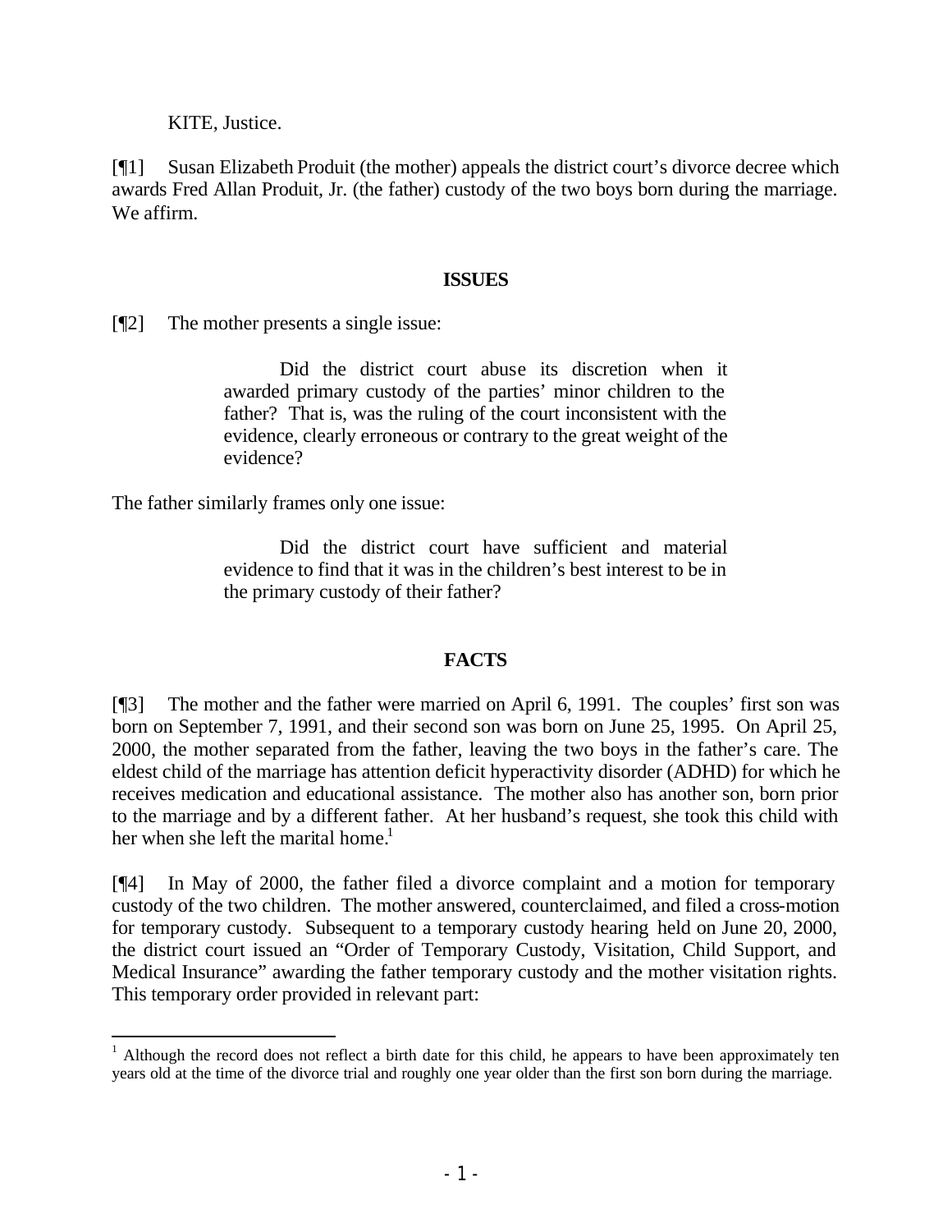KITE, Justice.

[¶1] Susan Elizabeth Produit (the mother) appeals the district court's divorce decree which awards Fred Allan Produit, Jr. (the father) custody of the two boys born during the marriage. We affirm.

## ISSUES

[¶2] The mother presents a single issue:

> Did the district court abuse its discretion when it awarded primary custody of the parties' minor children to the father? That is, was the ruling of the court inconsistent with the evidence, clearly erroneous or contrary to the great weight of the evidence?

The father similarly frames only one issue:

> Did the district court have sufficient and material evidence to find that it was in the children's best interest to be in the primary custody of their father?

## FACTS

[¶3] The mother and the father were married on April 6, 1991. The couples' first son was born on September 7, 1991, and their second son was born on June 25, 1995. On April 25, 2000, the mother separated from the father, leaving the two boys in the father's care. The eldest child of the marriage has attention deficit hyperactivity disorder (ADHD) for which he receives medication and educational assistance. The mother also has another son, born prior to the marriage and by a different father. At her husband's request, she took this child with her when she left the marital home.[1]

[¶4] In May of 2000, the father filed a divorce complaint and a motion for temporary custody of the two children. The mother answered, counterclaimed, and filed a cross-motion for temporary custody. Subsequent to a temporary custody hearing held on June 20, 2000, the district court issued an "Order of Temporary Custody, Visitation, Child Support, and Medical Insurance" awarding the father temporary custody and the mother visitation rights. This temporary order provided in relevant part:

---

[1] Although the record does not reflect a birth date for this child, he appears to have been approximately ten years old at the time of the divorce trial and roughly one year older than the first son born during the marriage.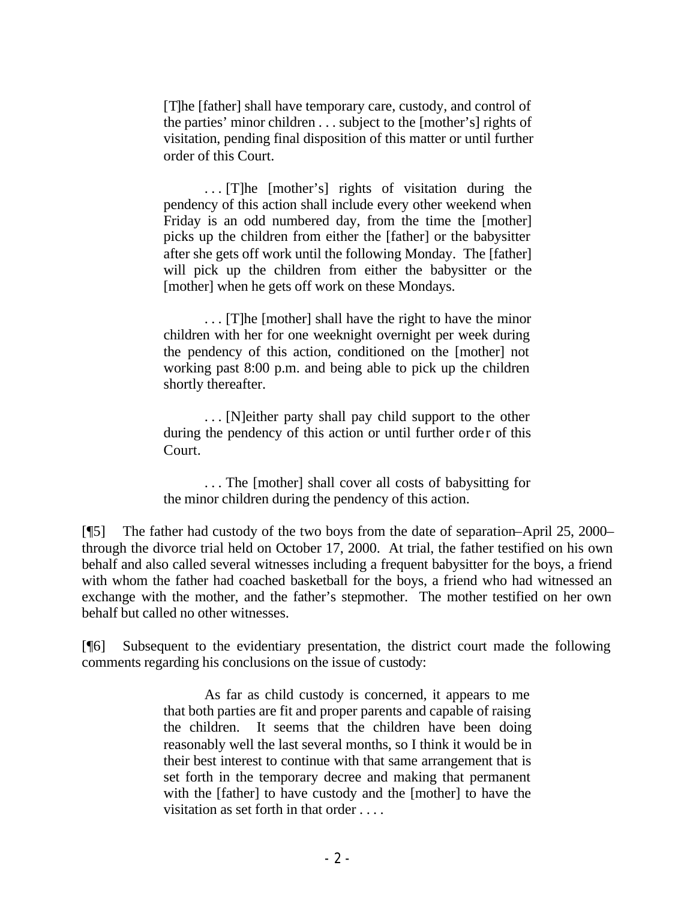> [T]he [father] shall have temporary care, custody, and control of the parties' minor children . . . subject to the [mother's] rights of visitation, pending final disposition of this matter or until further order of this Court.
>
> . . . [T]he [mother's] rights of visitation during the pendency of this action shall include every other weekend when Friday is an odd numbered day, from the time the [mother] picks up the children from either the [father] or the babysitter after she gets off work until the following Monday. The [father] will pick up the children from either the babysitter or the [mother] when he gets off work on these Mondays.
>
> . . . [T]he [mother] shall have the right to have the minor children with her for one weeknight overnight per week during the pendency of this action, conditioned on the [mother] not working past 8:00 p.m. and being able to pick up the children shortly thereafter.
>
> . . . [N]either party shall pay child support to the other during the pendency of this action or until further order of this Court.
>
> . . . The [mother] shall cover all costs of babysitting for the minor children during the pendency of this action.

[¶5] The father had custody of the two boys from the date of separation–April 25, 2000–through the divorce trial held on October 17, 2000. At trial, the father testified on his own behalf and also called several witnesses including a frequent babysitter for the boys, a friend with whom the father had coached basketball for the boys, a friend who had witnessed an exchange with the mother, and the father's stepmother. The mother testified on her own behalf but called no other witnesses.

[¶6] Subsequent to the evidentiary presentation, the district court made the following comments regarding his conclusions on the issue of custody:

> As far as child custody is concerned, it appears to me that both parties are fit and proper parents and capable of raising the children. It seems that the children have been doing reasonably well the last several months, so I think it would be in their best interest to continue with that same arrangement that is set forth in the temporary decree and making that permanent with the [father] to have custody and the [mother] to have the visitation as set forth in that order . . . .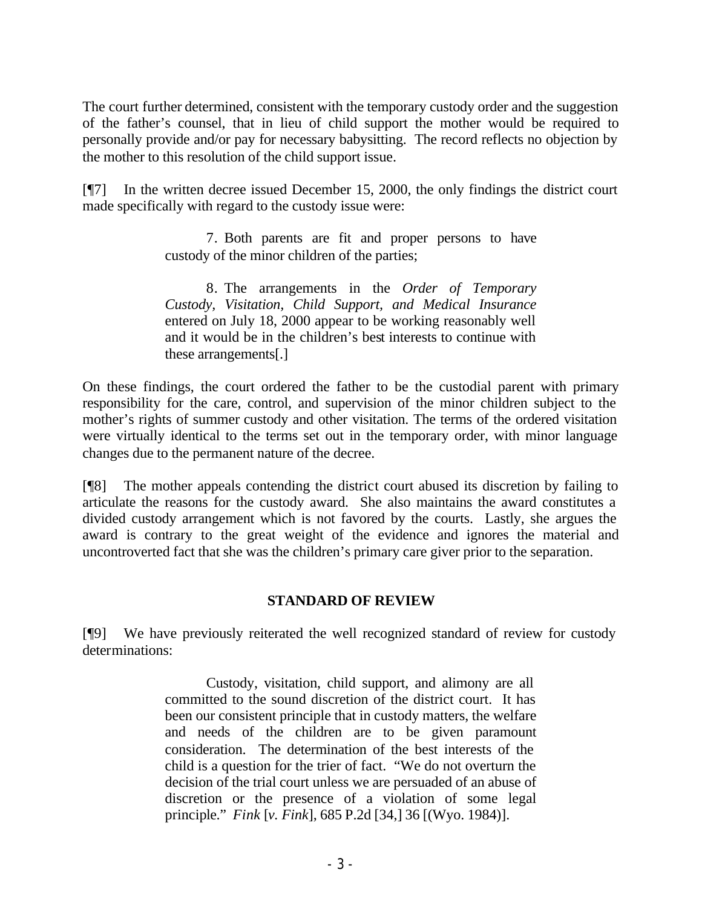The court further determined, consistent with the temporary custody order and the suggestion of the father's counsel, that in lieu of child support the mother would be required to personally provide and/or pay for necessary babysitting. The record reflects no objection by the mother to this resolution of the child support issue.

[¶7] In the written decree issued December 15, 2000, the only findings the district court made specifically with regard to the custody issue were:

> 7. Both parents are fit and proper persons to have custody of the minor children of the parties;
>
> 8. The arrangements in the *Order of Temporary Custody, Visitation, Child Support, and Medical Insurance* entered on July 18, 2000 appear to be working reasonably well and it would be in the children's best interests to continue with these arrangements[.]

On these findings, the court ordered the father to be the custodial parent with primary responsibility for the care, control, and supervision of the minor children subject to the mother's rights of summer custody and other visitation. The terms of the ordered visitation were virtually identical to the terms set out in the temporary order, with minor language changes due to the permanent nature of the decree.

[¶8] The mother appeals contending the district court abused its discretion by failing to articulate the reasons for the custody award. She also maintains the award constitutes a divided custody arrangement which is not favored by the courts. Lastly, she argues the award is contrary to the great weight of the evidence and ignores the material and uncontroverted fact that she was the children's primary care giver prior to the separation.

## STANDARD OF REVIEW

[¶9] We have previously reiterated the well recognized standard of review for custody determinations:

> Custody, visitation, child support, and alimony are all committed to the sound discretion of the district court. It has been our consistent principle that in custody matters, the welfare and needs of the children are to be given paramount consideration. The determination of the best interests of the child is a question for the trier of fact. "We do not overturn the decision of the trial court unless we are persuaded of an abuse of discretion or the presence of a violation of some legal principle." *Fink* [*v. Fink*], 685 P.2d [34,] 36 [(Wyo. 1984)].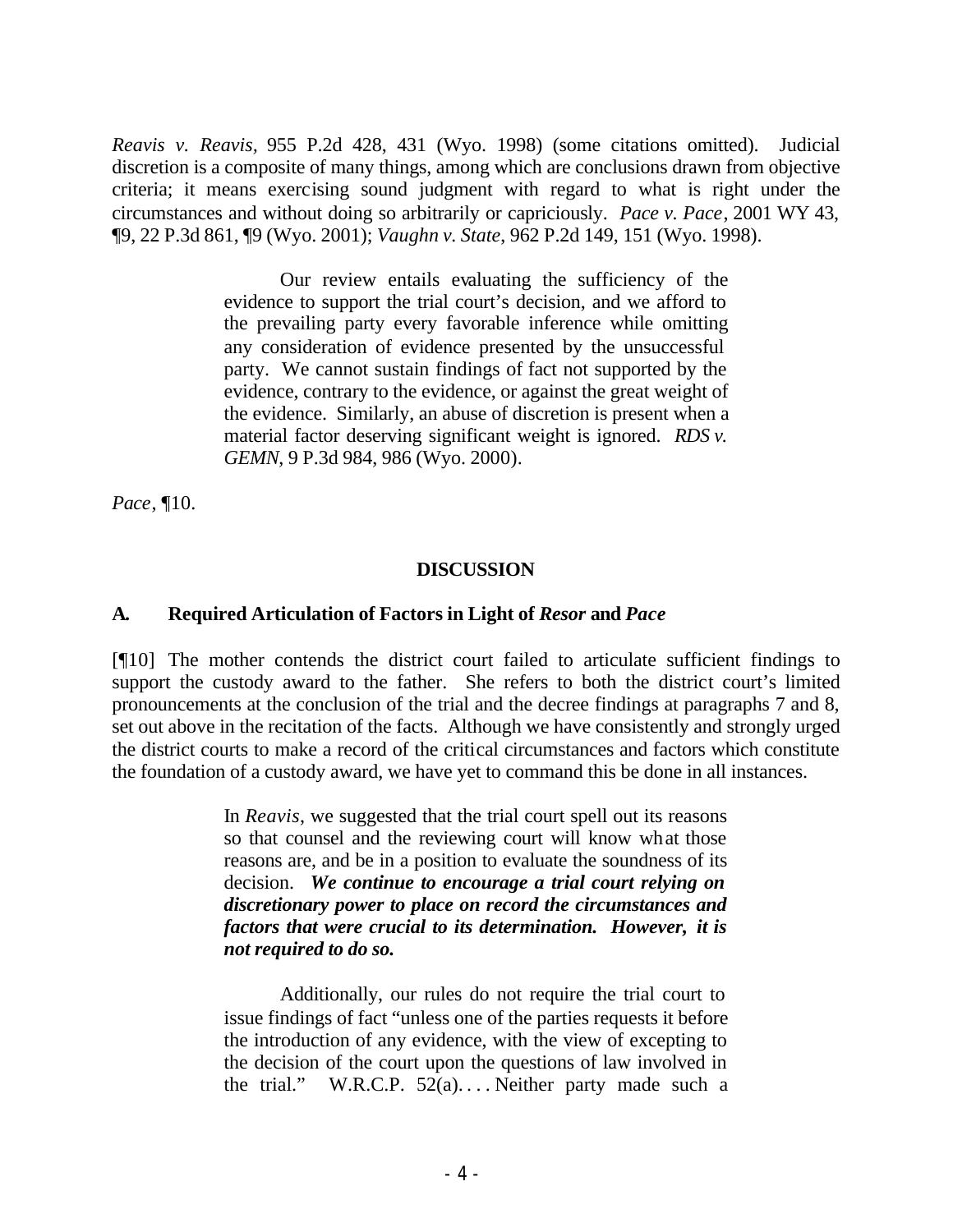*Reavis v. Reavis*, 955 P.2d 428, 431 (Wyo. 1998) (some citations omitted). Judicial discretion is a composite of many things, among which are conclusions drawn from objective criteria; it means exercising sound judgment with regard to what is right under the circumstances and without doing so arbitrarily or capriciously. *Pace v. Pace*, 2001 WY 43, ¶9, 22 P.3d 861, ¶9 (Wyo. 2001); *Vaughn v. State*, 962 P.2d 149, 151 (Wyo. 1998).

> Our review entails evaluating the sufficiency of the evidence to support the trial court's decision, and we afford to the prevailing party every favorable inference while omitting any consideration of evidence presented by the unsuccessful party. We cannot sustain findings of fact not supported by the evidence, contrary to the evidence, or against the great weight of the evidence. Similarly, an abuse of discretion is present when a material factor deserving significant weight is ignored. *RDS v. GEMN*, 9 P.3d 984, 986 (Wyo. 2000).

*Pace*, ¶10.

## DISCUSSION

### A. Required Articulation of Factors in Light of *Resor* and *Pace*

[¶10] The mother contends the district court failed to articulate sufficient findings to support the custody award to the father. She refers to both the district court's limited pronouncements at the conclusion of the trial and the decree findings at paragraphs 7 and 8, set out above in the recitation of the facts. Although we have consistently and strongly urged the district courts to make a record of the critical circumstances and factors which constitute the foundation of a custody award, we have yet to command this be done in all instances.

> In *Reavis*, we suggested that the trial court spell out its reasons so that counsel and the reviewing court will know what those reasons are, and be in a position to evaluate the soundness of its decision. ***We continue to encourage a trial court relying on discretionary power to place on record the circumstances and factors that were crucial to its determination. However, it is not required to do so.***
>
> Additionally, our rules do not require the trial court to issue findings of fact "unless one of the parties requests it before the introduction of any evidence, with the view of excepting to the decision of the court upon the questions of law involved in the trial." W.R.C.P. 52(a). . . . Neither party made such a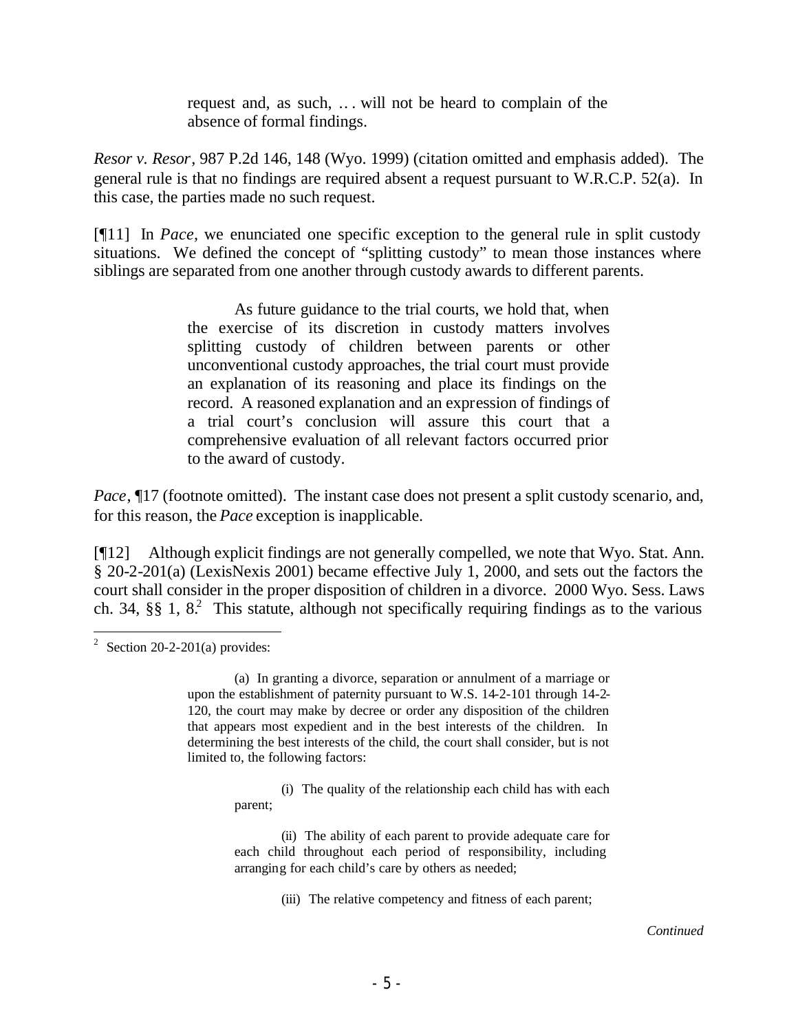> request and, as such, … . will not be heard to complain of the absence of formal findings.

*Resor v. Resor*, 987 P.2d 146, 148 (Wyo. 1999) (citation omitted and emphasis added). The general rule is that no findings are required absent a request pursuant to W.R.C.P. 52(a). In this case, the parties made no such request.

[¶11] In *Pace*, we enunciated one specific exception to the general rule in split custody situations. We defined the concept of "splitting custody" to mean those instances where siblings are separated from one another through custody awards to different parents.

> As future guidance to the trial courts, we hold that, when the exercise of its discretion in custody matters involves splitting custody of children between parents or other unconventional custody approaches, the trial court must provide an explanation of its reasoning and place its findings on the record. A reasoned explanation and an expression of findings of a trial court's conclusion will assure this court that a comprehensive evaluation of all relevant factors occurred prior to the award of custody.

*Pace*, ¶17 (footnote omitted). The instant case does not present a split custody scenario, and, for this reason, the *Pace* exception is inapplicable.

[¶12] Although explicit findings are not generally compelled, we note that Wyo. Stat. Ann. § 20-2-201(a) (LexisNexis 2001) became effective July 1, 2000, and sets out the factors the court shall consider in the proper disposition of children in a divorce. 2000 Wyo. Sess. Laws ch. 34, §§ 1, 8.[2] This statute, although not specifically requiring findings as to the various

---

[2] Section 20-2-201(a) provides:

> (a) In granting a divorce, separation or annulment of a marriage or upon the establishment of paternity pursuant to W.S. 14-2-101 through 14-2-120, the court may make by decree or order any disposition of the children that appears most expedient and in the best interests of the children. In determining the best interests of the child, the court shall consider, but is not limited to, the following factors:
>
> > (i) The quality of the relationship each child has with each parent;
> >
> > (ii) The ability of each parent to provide adequate care for each child throughout each period of responsibility, including arranging for each child's care by others as needed;
> >
> > (iii) The relative competency and fitness of each parent;

*Continued*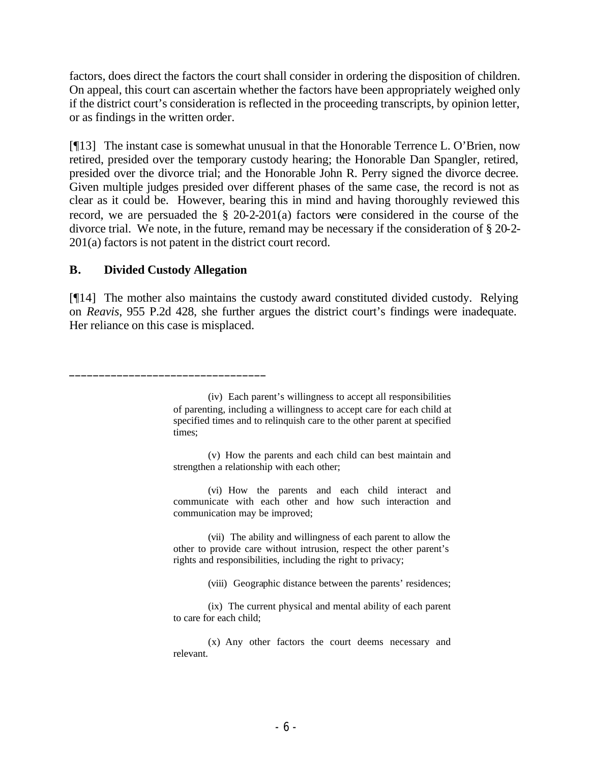factors, does direct the factors the court shall consider in ordering the disposition of children. On appeal, this court can ascertain whether the factors have been appropriately weighed only if the district court's consideration is reflected in the proceeding transcripts, by opinion letter, or as findings in the written order.

[¶13] The instant case is somewhat unusual in that the Honorable Terrence L. O'Brien, now retired, presided over the temporary custody hearing; the Honorable Dan Spangler, retired, presided over the divorce trial; and the Honorable John R. Perry signed the divorce decree. Given multiple judges presided over different phases of the same case, the record is not as clear as it could be. However, bearing this in mind and having thoroughly reviewed this record, we are persuaded the § 20-2-201(a) factors were considered in the course of the divorce trial. We note, in the future, remand may be necessary if the consideration of § 20-2-201(a) factors is not patent in the district court record.

## B. Divided Custody Allegation

[¶14] The mother also maintains the custody award constituted divided custody. Relying on *Reavis*, 955 P.2d 428, she further argues the district court's findings were inadequate. Her reliance on this case is misplaced.

---

> (iv) Each parent's willingness to accept all responsibilities of parenting, including a willingness to accept care for each child at specified times and to relinquish care to the other parent at specified times;
>
> (v) How the parents and each child can best maintain and strengthen a relationship with each other;
>
> (vi) How the parents and each child interact and communicate with each other and how such interaction and communication may be improved;
>
> (vii) The ability and willingness of each parent to allow the other to provide care without intrusion, respect the other parent's rights and responsibilities, including the right to privacy;
>
> (viii) Geographic distance between the parents' residences;
>
> (ix) The current physical and mental ability of each parent to care for each child;
>
> (x) Any other factors the court deems necessary and relevant.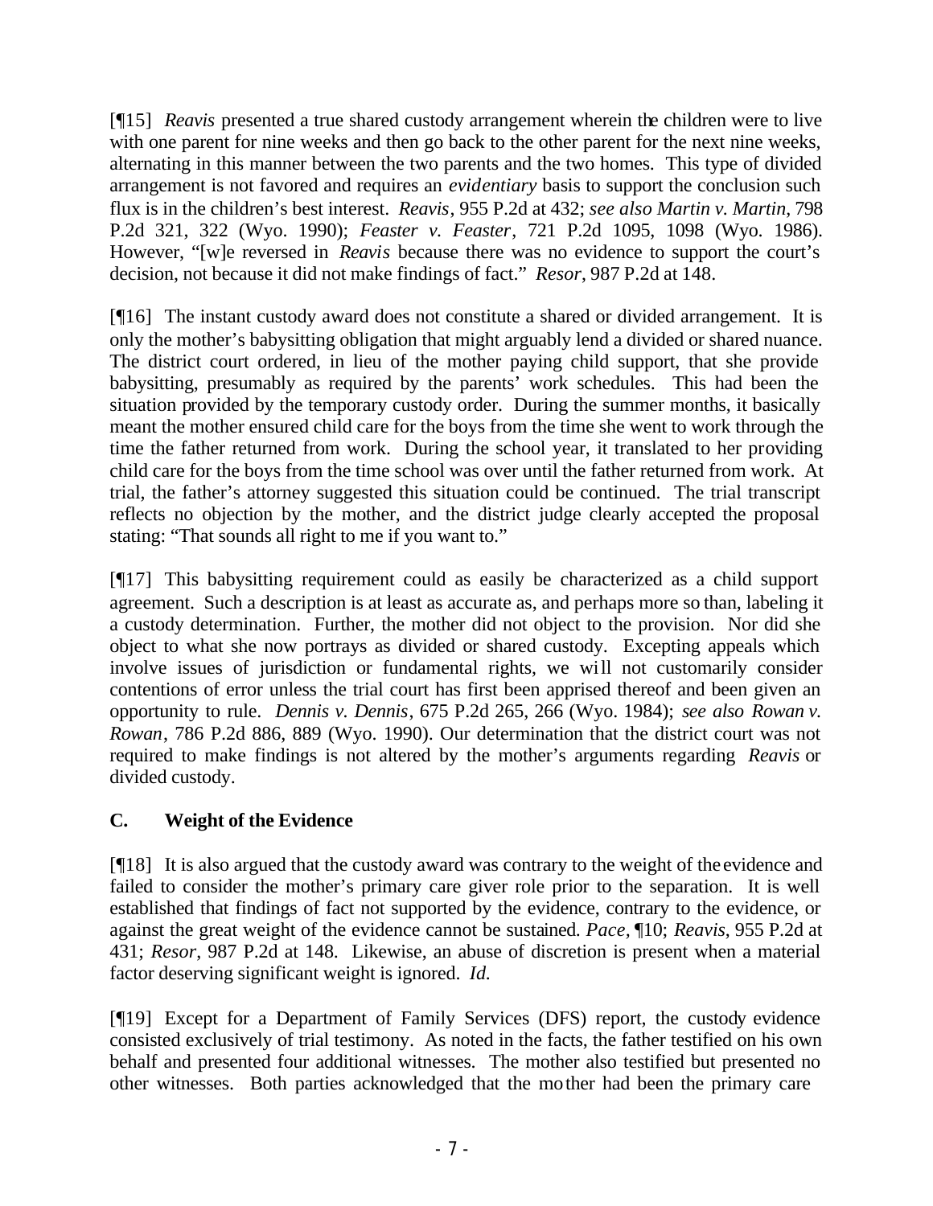[¶15] *Reavis* presented a true shared custody arrangement wherein the children were to live with one parent for nine weeks and then go back to the other parent for the next nine weeks, alternating in this manner between the two parents and the two homes. This type of divided arrangement is not favored and requires an *evidentiary* basis to support the conclusion such flux is in the children's best interest. *Reavis*, 955 P.2d at 432; *see also Martin v. Martin*, 798 P.2d 321, 322 (Wyo. 1990); *Feaster v. Feaster*, 721 P.2d 1095, 1098 (Wyo. 1986). However, "[w]e reversed in *Reavis* because there was no evidence to support the court's decision, not because it did not make findings of fact." *Resor*, 987 P.2d at 148.

[¶16] The instant custody award does not constitute a shared or divided arrangement. It is only the mother's babysitting obligation that might arguably lend a divided or shared nuance. The district court ordered, in lieu of the mother paying child support, that she provide babysitting, presumably as required by the parents' work schedules. This had been the situation provided by the temporary custody order. During the summer months, it basically meant the mother ensured child care for the boys from the time she went to work through the time the father returned from work. During the school year, it translated to her providing child care for the boys from the time school was over until the father returned from work. At trial, the father's attorney suggested this situation could be continued. The trial transcript reflects no objection by the mother, and the district judge clearly accepted the proposal stating: "That sounds all right to me if you want to."

[¶17] This babysitting requirement could as easily be characterized as a child support agreement. Such a description is at least as accurate as, and perhaps more so than, labeling it a custody determination. Further, the mother did not object to the provision. Nor did she object to what she now portrays as divided or shared custody. Excepting appeals which involve issues of jurisdiction or fundamental rights, we will not customarily consider contentions of error unless the trial court has first been apprised thereof and been given an opportunity to rule. *Dennis v. Dennis*, 675 P.2d 265, 266 (Wyo. 1984); *see also Rowan v. Rowan*, 786 P.2d 886, 889 (Wyo. 1990). Our determination that the district court was not required to make findings is not altered by the mother's arguments regarding *Reavis* or divided custody.

### C. Weight of the Evidence

[¶18] It is also argued that the custody award was contrary to the weight of the evidence and failed to consider the mother's primary care giver role prior to the separation. It is well established that findings of fact not supported by the evidence, contrary to the evidence, or against the great weight of the evidence cannot be sustained. *Pace*, ¶10; *Reavis*, 955 P.2d at 431; *Resor*, 987 P.2d at 148. Likewise, an abuse of discretion is present when a material factor deserving significant weight is ignored. *Id.*

[¶19] Except for a Department of Family Services (DFS) report, the custody evidence consisted exclusively of trial testimony. As noted in the facts, the father testified on his own behalf and presented four additional witnesses. The mother also testified but presented no other witnesses. Both parties acknowledged that the mother had been the primary care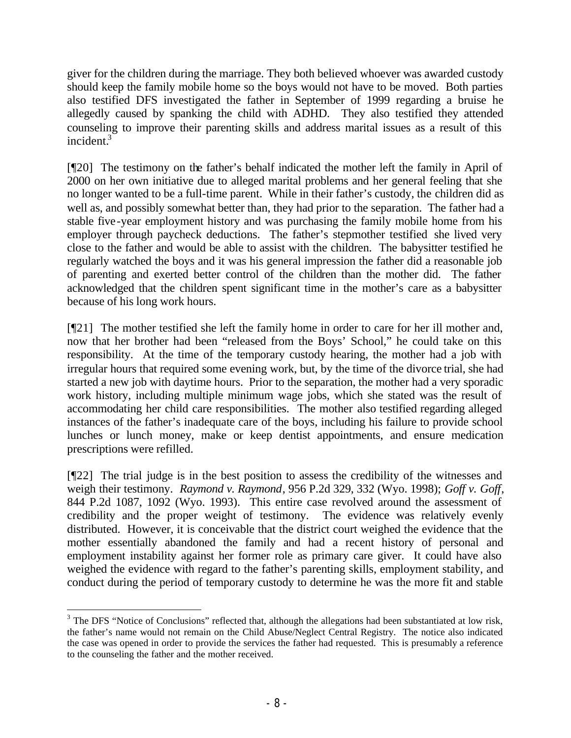giver for the children during the marriage. They both believed whoever was awarded custody should keep the family mobile home so the boys would not have to be moved. Both parties also testified DFS investigated the father in September of 1999 regarding a bruise he allegedly caused by spanking the child with ADHD. They also testified they attended counseling to improve their parenting skills and address marital issues as a result of this incident.[3]

[¶20] The testimony on the father's behalf indicated the mother left the family in April of 2000 on her own initiative due to alleged marital problems and her general feeling that she no longer wanted to be a full-time parent. While in their father's custody, the children did as well as, and possibly somewhat better than, they had prior to the separation. The father had a stable five-year employment history and was purchasing the family mobile home from his employer through paycheck deductions. The father's stepmother testified she lived very close to the father and would be able to assist with the children. The babysitter testified he regularly watched the boys and it was his general impression the father did a reasonable job of parenting and exerted better control of the children than the mother did. The father acknowledged that the children spent significant time in the mother's care as a babysitter because of his long work hours.

[¶21] The mother testified she left the family home in order to care for her ill mother and, now that her brother had been "released from the Boys' School," he could take on this responsibility. At the time of the temporary custody hearing, the mother had a job with irregular hours that required some evening work, but, by the time of the divorce trial, she had started a new job with daytime hours. Prior to the separation, the mother had a very sporadic work history, including multiple minimum wage jobs, which she stated was the result of accommodating her child care responsibilities. The mother also testified regarding alleged instances of the father's inadequate care of the boys, including his failure to provide school lunches or lunch money, make or keep dentist appointments, and ensure medication prescriptions were refilled.

[¶22] The trial judge is in the best position to assess the credibility of the witnesses and weigh their testimony. *Raymond v. Raymond*, 956 P.2d 329, 332 (Wyo. 1998); *Goff v. Goff*, 844 P.2d 1087, 1092 (Wyo. 1993). This entire case revolved around the assessment of credibility and the proper weight of testimony. The evidence was relatively evenly distributed. However, it is conceivable that the district court weighed the evidence that the mother essentially abandoned the family and had a recent history of personal and employment instability against her former role as primary care giver. It could have also weighed the evidence with regard to the father's parenting skills, employment stability, and conduct during the period of temporary custody to determine he was the more fit and stable

[3] The DFS "Notice of Conclusions" reflected that, although the allegations had been substantiated at low risk, the father's name would not remain on the Child Abuse/Neglect Central Registry. The notice also indicated the case was opened in order to provide the services the father had requested. This is presumably a reference to the counseling the father and the mother received.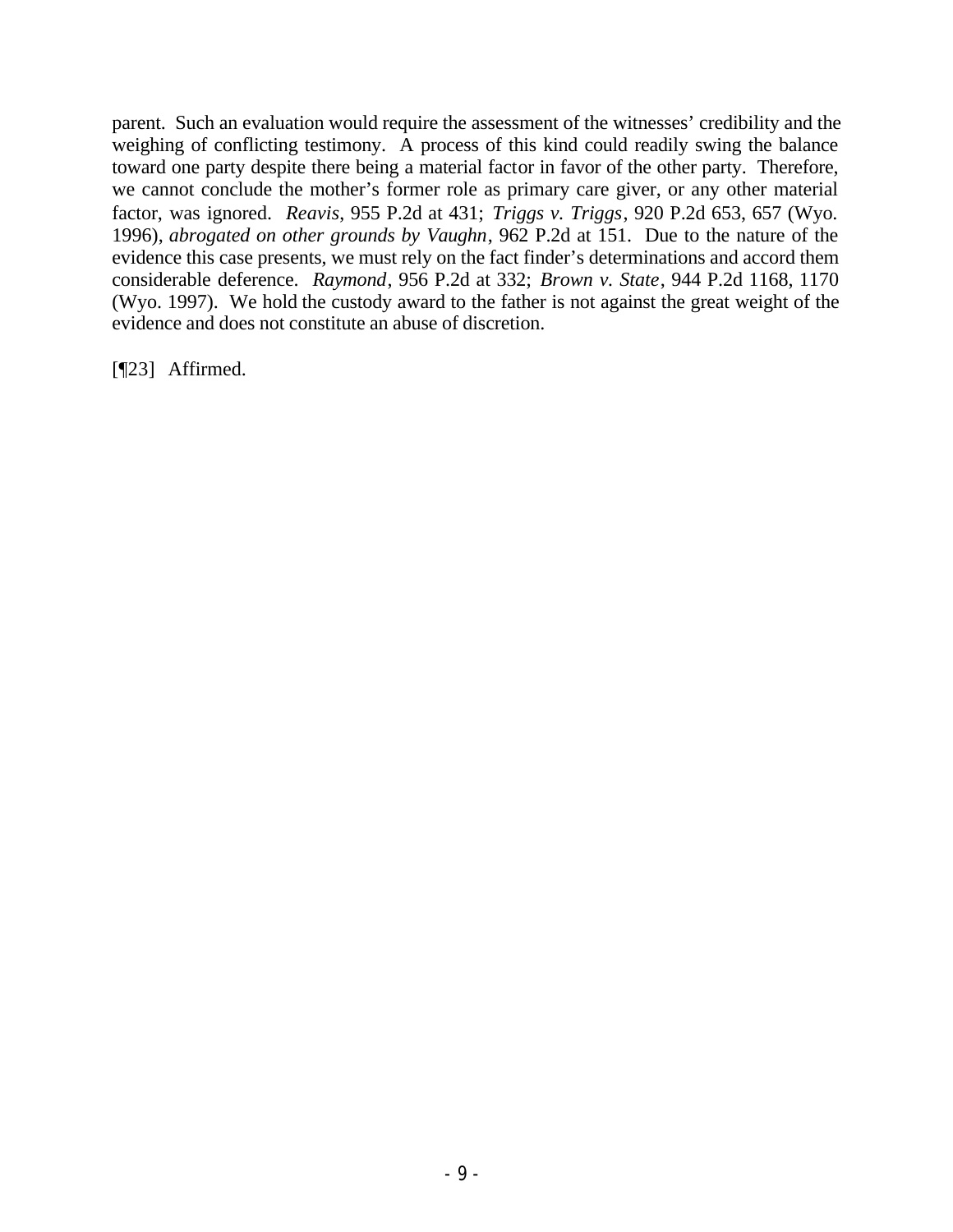parent. Such an evaluation would require the assessment of the witnesses' credibility and the weighing of conflicting testimony. A process of this kind could readily swing the balance toward one party despite there being a material factor in favor of the other party. Therefore, we cannot conclude the mother's former role as primary care giver, or any other material factor, was ignored. *Reavis*, 955 P.2d at 431; *Triggs v. Triggs*, 920 P.2d 653, 657 (Wyo. 1996), *abrogated on other grounds by Vaughn*, 962 P.2d at 151. Due to the nature of the evidence this case presents, we must rely on the fact finder's determinations and accord them considerable deference. *Raymond*, 956 P.2d at 332; *Brown v. State*, 944 P.2d 1168, 1170 (Wyo. 1997). We hold the custody award to the father is not against the great weight of the evidence and does not constitute an abuse of discretion.

[¶23] Affirmed.